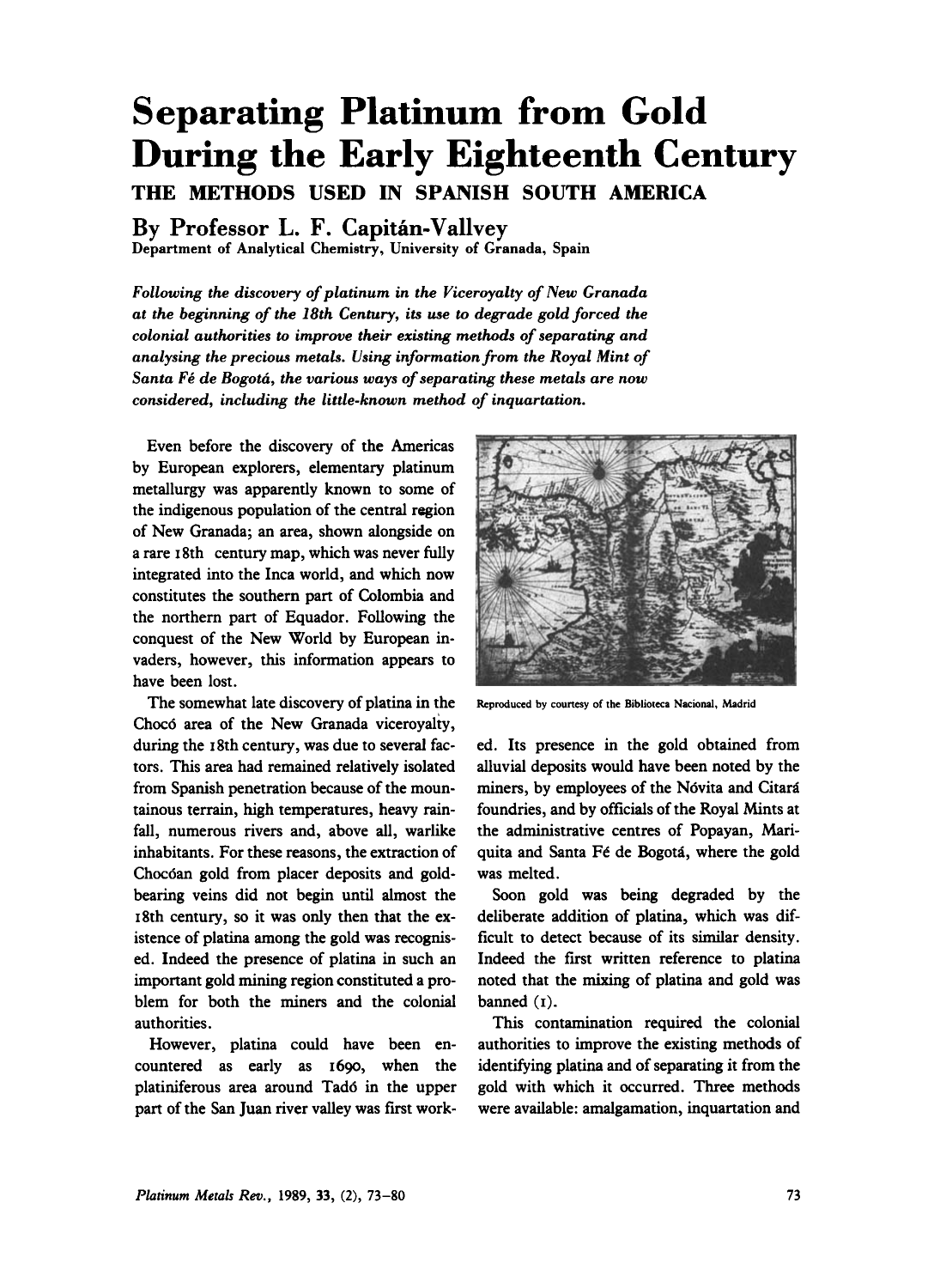# Separating Platinum from Gold During the Early Eighteenth Century

## THE METHODS USED IN SPANISH SOUTH AMERICA

### By Professor L. F. Capitán-Vallvey

Department of Analytical Chemistry, University of Granada, Spain

*Following the discovery of platinum in the Viceroyalty of New Granada at the beginning of the 18th Century, its use to degrade gold forced the colonial authorities to improve their existing methods of separating and analysing the precious metals. Using information from the Royal Mint of Santa Fé de Bogotá, the various ways of separating these metals are now considered, including the little-known method of inquartation.*

Even before the discovery of the Americas by European explorers, elementary platinum metallurgy was apparently known to some of the indigenous population of the central region of New Granada; an area, shown alongside on a rare 18th century map, which was never fully integrated into the Inca world, and which now constitutes the southern part of Colombia and the northern part of Equador. Following the conquest of the New World by European invaders, however, this information appears to have been lost.

Reproduced by courtesy of the Biblioteca Nacional, Madrid

The somewhat late discovery of platina in the Chocó area of the New Granada viceroyalty, during the 18th century, was due to several factors. This area had remained relatively isolated from Spanish penetration because of the mountainous terrain, high temperatures, heavy rainfall, numerous rivers and, above all, warlike inhabitants. For these reasons, the extraction of Chocóan gold from placer deposits and gold-bearing veins did not begin until almost the 18th century, so it was only then that the existence of platina among the gold was recognised. Indeed the presence of platina in such an important gold mining region constituted a problem for both the miners and the colonial authorities.

However, platina could have been encountered as early as 1690, when the platiniferous area around Tadó in the upper part of the San Juan river valley was first worked. Its presence in the gold obtained from alluvial deposits would have been noted by the miners, by employees of the Nóvita and Citará foundries, and by officials of the Royal Mints at the administrative centres of Popayan, Mariquita and Santa Fé de Bogotá, where the gold was melted.

Soon gold was being degraded by the deliberate addition of platina, which was difficult to detect because of its similar density. Indeed the first written reference to platina noted that the mixing of platina and gold was banned (1).

This contamination required the colonial authorities to improve the existing methods of identifying platina and of separating it from the gold with which it occurred. Three methods were available: amalgamation, inquartation and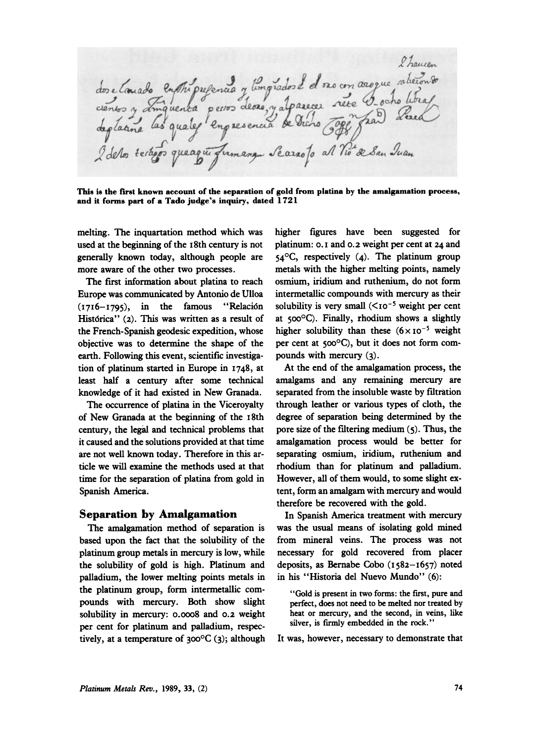**This is the first known account of the separation of gold from platina by the amalgamation process, and it forms part of a Tado judge's inquiry, dated 1721**

melting. The inquartation method which was used at the beginning of the 18th century is not generally known today, although people are more aware of the other two processes.

The first information about platina to reach Europe was communicated by Antonio de Ulloa (1716–1795), in the famous "Relación Histórica" (2). This was written as a result of the French-Spanish geodesic expedition, whose objective was to determine the shape of the earth. Following this event, scientific investigation of platinum started in Europe in 1748, at least half a century after some technical knowledge of it had existed in New Granada.

The occurrence of platina in the Viceroyalty of New Granada at the beginning of the 18th century, the legal and technical problems that it caused and the solutions provided at that time are not well known today. Therefore in this article we will examine the methods used at that time for the separation of platina from gold in Spanish America.

## Separation by Amalgamation

The amalgamation method of separation is based upon the fact that the solubility of the platinum group metals in mercury is low, while the solubility of gold is high. Platinum and palladium, the lower melting points metals in the platinum group, form intermetallic compounds with mercury. Both show slight solubility in mercury: 0.0008 and 0.2 weight per cent for platinum and palladium, respectively, at a temperature of 300°C (3); although higher figures have been suggested for platinum: 0.1 and 0.2 weight per cent at 24 and 54°C, respectively (4). The platinum group metals with the higher melting points, namely osmium, iridium and ruthenium, do not form intermetallic compounds with mercury as their solubility is very small ($<10^{-5}$ weight per cent at 500°C). Finally, rhodium shows a slightly higher solubility than these ($6\times10^{-5}$ weight per cent at 500°C), but it does not form compounds with mercury (3).

At the end of the amalgamation process, the amalgams and any remaining mercury are separated from the insoluble waste by filtration through leather or various types of cloth, the degree of separation being determined by the pore size of the filtering medium (5). Thus, the amalgamation process would be better for separating osmium, iridium, ruthenium and rhodium than for platinum and palladium. However, all of them would, to some slight extent, form an amalgam with mercury and would therefore be recovered with the gold.

In Spanish America treatment with mercury was the usual means of isolating gold mined from mineral veins. The process was not necessary for gold recovered from placer deposits, as Bernabe Cobo (1582–1657) noted in his "Historia del Nuevo Mundo" (6):

> "Gold is present in two forms: the first, pure and perfect, does not need to be melted nor treated by heat or mercury, and the second, in veins, like silver, is firmly embedded in the rock."

It was, however, necessary to demonstrate that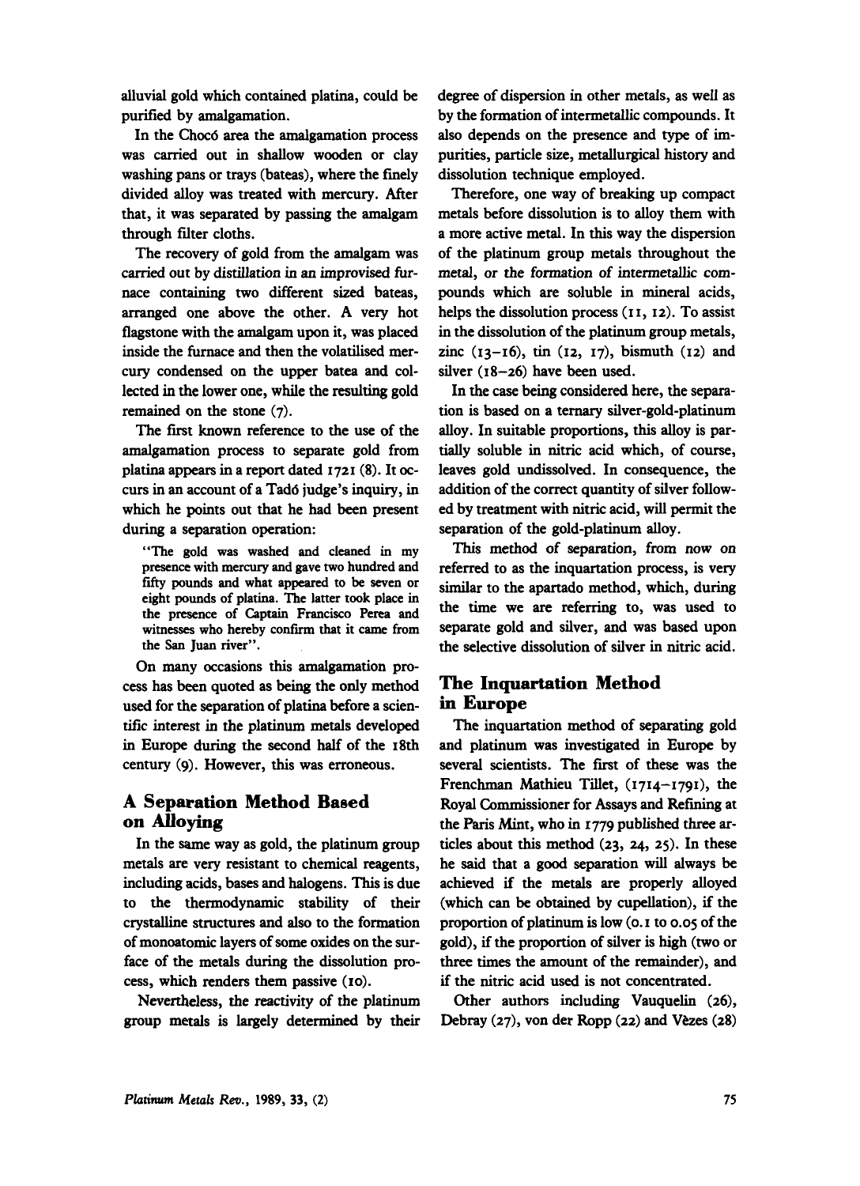alluvial gold which contained platina, could be purified by amalgamation.

In the Chocó area the amalgamation process was carried out in shallow wooden or clay washing pans or trays (bateas), where the finely divided alloy was treated with mercury. After that, it was separated by passing the amalgam through filter cloths.

The recovery of gold from the amalgam was carried out by distillation in an improvised furnace containing two different sized bateas, arranged one above the other. A very hot flagstone with the amalgam upon it, was placed inside the furnace and then the volatilised mercury condensed on the upper batea and collected in the lower one, while the resulting gold remained on the stone (7).

The first known reference to the use of the amalgamation process to separate gold from platina appears in a report dated 1721 (8). It occurs in an account of a Tadó judge's inquiry, in which he points out that he had been present during a separation operation:

> "The gold was washed and cleaned in my presence with mercury and gave two hundred and fifty pounds and what appeared to be seven or eight pounds of platina. The latter took place in the presence of Captain Francisco Perea and witnesses who hereby confirm that it came from the San Juan river".

On many occasions this amalgamation process has been quoted as being the only method used for the separation of platina before a scientific interest in the platinum metals developed in Europe during the second half of the 18th century (9). However, this was erroneous.

## A Separation Method Based on Alloying

In the same way as gold, the platinum group metals are very resistant to chemical reagents, including acids, bases and halogens. This is due to the thermodynamic stability of their crystalline structures and also to the formation of monoatomic layers of some oxides on the surface of the metals during the dissolution process, which renders them passive (10).

Nevertheless, the reactivity of the platinum group metals is largely determined by their degree of dispersion in other metals, as well as by the formation of intermetallic compounds. It also depends on the presence and type of impurities, particle size, metallurgical history and dissolution technique employed.

Therefore, one way of breaking up compact metals before dissolution is to alloy them with a more active metal. In this way the dispersion of the platinum group metals throughout the metal, or the formation of intermetallic compounds which are soluble in mineral acids, helps the dissolution process (11, 12). To assist in the dissolution of the platinum group metals, zinc (13–16), tin (12, 17), bismuth (12) and silver (18–26) have been used.

In the case being considered here, the separation is based on a ternary silver-gold-platinum alloy. In suitable proportions, this alloy is partially soluble in nitric acid which, of course, leaves gold undissolved. In consequence, the addition of the correct quantity of silver followed by treatment with nitric acid, will permit the separation of the gold-platinum alloy.

This method of separation, from now on referred to as the inquartation process, is very similar to the apartado method, which, during the time we are referring to, was used to separate gold and silver, and was based upon the selective dissolution of silver in nitric acid.

## The Inquartation Method in Europe

The inquartation method of separating gold and platinum was investigated in Europe by several scientists. The first of these was the Frenchman Mathieu Tillet, (1714–1791), the Royal Commissioner for Assays and Refining at the Paris Mint, who in 1779 published three articles about this method (23, 24, 25). In these he said that a good separation will always be achieved if the metals are properly alloyed (which can be obtained by cupellation), if the proportion of platinum is low (0.1 to 0.05 of the gold), if the proportion of silver is high (two or three times the amount of the remainder), and if the nitric acid used is not concentrated.

Other authors including Vauquelin (26), Debray (27), von der Ropp (22) and Vèzes (28)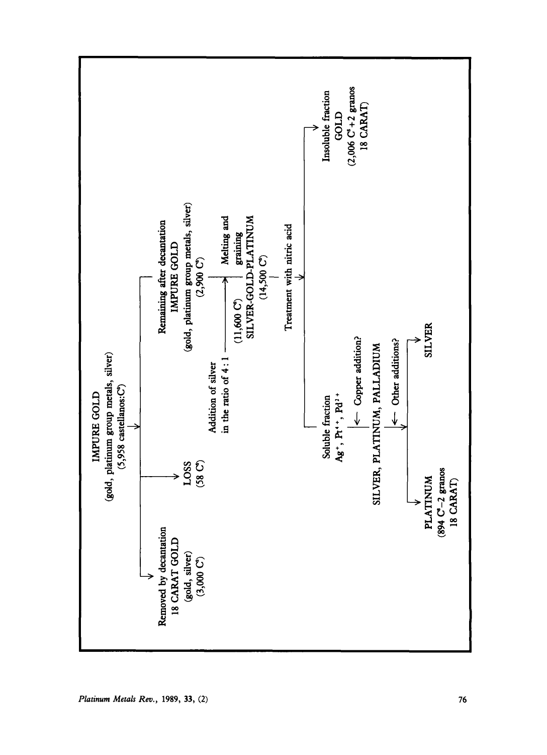IMPURE GOLD
(gold, platinum group metals, silver)
(5,958 castellanos: C[s])

- Removed by decantation
  18 CARAT GOLD
  (gold, silver)
  (3,000 C[s])
- LOSS
  (58 C[s])
- Remaining after decantation
  IMPURE GOLD
  (gold, platinum group metals, silver)
  (2,900 C[s])

Addition of silver in the ratio of 4 : 1 (11,600 C[s]) → Melting and graining

SILVER-GOLD-PLATINUM
(14,500 C[s])

Treatment with nitric acid

- Soluble fraction
  $Ag^{+}$, $Pt^{4+}$, $Pd^{2+}$
  ← Copper addition?
  SILVER, PLATINUM, PALLADIUM
  ← Other additions?
  - PLATINUM
    (894 C[s] – 2 granos
    18 CARAT)
  - SILVER
- Insoluble fraction
  GOLD
  (2,006 C[s] + 2 granos
  18 CARAT)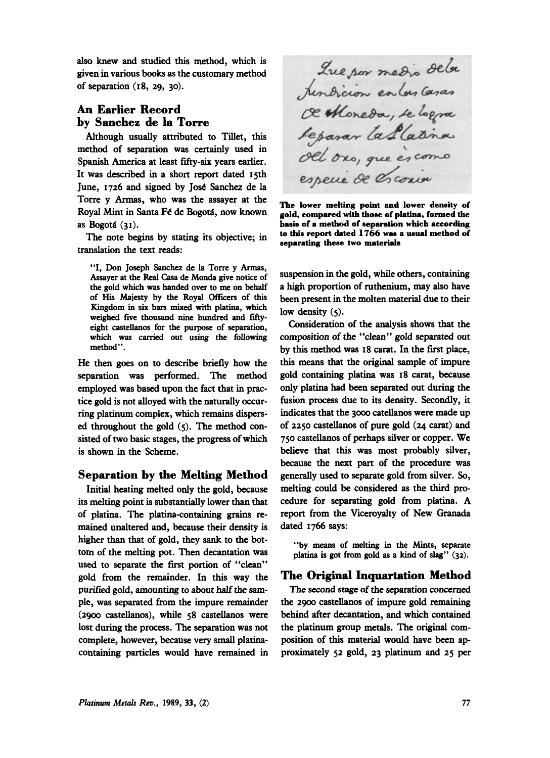also knew and studied this method, which is given in various books as the customary method of separation (18, 29, 30).

## An Earlier Record by Sanchez de la Torre

Although usually attributed to Tillet, this method of separation was certainly used in Spanish America at least fifty-six years earlier. It was described in a short report dated 15th June, 1726 and signed by José Sanchez de la Torre y Armas, who was the assayer at the Royal Mint in Santa Fé de Bogotá, now known as Bogotá (31).

The note begins by stating its objective; in translation the text reads:

> "I, Don Joseph Sanchez de la Torre y Armas, Assayer at the Real Casa de Monda give notice of the gold which was handed over to me on behalf of His Majesty by the Royal Officers of this Kingdom in six bars mixed with platina, which weighed five thousand nine hundred and fifty-eight castellanos for the purpose of separation, which was carried out using the following method".

He then goes on to describe briefly how the separation was performed. The method employed was based upon the fact that in practice gold is not alloyed with the naturally occurring platinum complex, which remains dispersed throughout the gold (5). The method consisted of two basic stages, the progress of which is shown in the Scheme.

## Separation by the Melting Method

Initial heating melted only the gold, because its melting point is substantially lower than that of platina. The platina-containing grains remained unaltered and, because their density is higher than that of gold, they sank to the bottom of the melting pot. Then decantation was used to separate the first portion of "clean" gold from the remainder. In this way the purified gold, amounting to about half the sample, was separated from the impure remainder (2900 castellanos), while 58 castellanos were lost during the process. The separation was not complete, however, because very small platina-containing particles would have remained in suspension in the gold, while others, containing a high proportion of ruthenium, may also have been present in the molten material due to their low density (5).

Consideration of the analysis shows that the composition of the "clean" gold separated out by this method was 18 carat. In the first place, this means that the original sample of impure gold containing platina was 18 carat, because only platina had been separated out during the fusion process due to its density. Secondly, it indicates that the 3000 catellanos were made up of 2250 castellanos of pure gold (24 carat) and 750 castellanos of perhaps silver or copper. We believe that this was most probably silver, because the next part of the procedure was generally used to separate gold from silver. So, melting could be considered as the third procedure for separating gold from platina. A report from the Viceroyalty of New Granada dated 1766 says:

> "by means of melting in the Mints, separate platina is got from gold as a kind of slag" (32).

Que por medio de la fundicion en las Casas de Moneda, se logra separar la Platina del oro, que es como especie de escoria

**The lower melting point and lower density of gold, compared with those of platina, formed the basis of a method of separation which according to this report dated 1766 was a usual method of separating these two materials**

## The Original Inquartation Method

The second stage of the separation concerned the 2900 castellanos of impure gold remaining behind after decantation, and which contained the platinum group metals. The original composition of this material would have been approximately 52 gold, 23 platinum and 25 per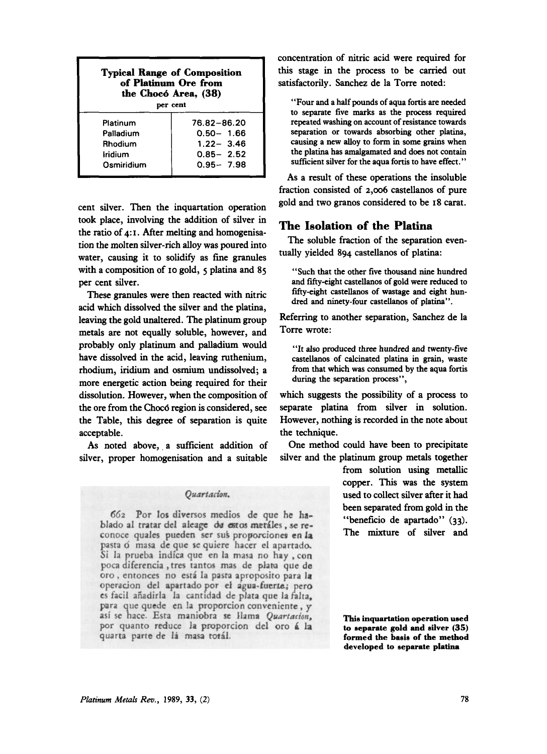| Typical Range of Composition of Platinum Ore from the Chocó Area, (38) per cent | |
|---|---|
| Platinum | 76.82–86.20 |
| Palladium | 0.50– 1.66 |
| Rhodium | 1.22– 3.46 |
| Iridium | 0.85– 2.52 |
| Osmiridium | 0.95– 7.98 |

cent silver. Then the inquartation operation took place, involving the addition of silver in the ratio of 4:1. After melting and homogenisation the molten silver-rich alloy was poured into water, causing it to solidify as fine granules with a composition of 10 gold, 5 platina and 85 per cent silver.

These granules were then reacted with nitric acid which dissolved the silver and the platina, leaving the gold unaltered. The platinum group metals are not equally soluble, however, and probably only platinum and palladium would have dissolved in the acid, leaving ruthenium, rhodium, iridium and osmium undissolved; a more energetic action being required for their dissolution. However, when the composition of the ore from the Chocó region is considered, see the Table, this degree of separation is quite acceptable.

As noted above, a sufficient addition of silver, proper homogenisation and a suitable concentration of nitric acid were required for this stage in the process to be carried out satisfactorily. Sanchez de la Torre noted:

> "Four and a half pounds of aqua fortis are needed to separate five marks as the process required repeated washing on account of resistance towards separation or towards absorbing other platina, causing a new alloy to form in some grains when the platina has amalgamated and does not contain sufficient silver for the aqua fortis to have effect."

As a result of these operations the insoluble fraction consisted of 2,006 castellanos of pure gold and two granos considered to be 18 carat.

## The Isolation of the Platina

The soluble fraction of the separation eventually yielded 894 castellanos of platina:

> "Such that the other five thousand nine hundred and fifty-eight castellanos of gold were reduced to fifty-eight castellanos of wastage and eight hundred and ninety-four castellanos of platina".

Referring to another separation, Sanchez de la Torre wrote:

> "It also produced three hundred and twenty-five castellanos of calcinated platina in grain, waste from that which was consumed by the aqua fortis during the separation process",

which suggests the possibility of a process to separate platina from silver in solution. However, nothing is recorded in the note about the technique.

One method could have been to precipitate silver and the platinum group metals together from solution using metallic copper. This was the system used to collect silver after it had been separated from gold in the "beneficio de apartado" (33). The mixture of silver and

*Quartacion.*

662 Por los diversos medios de que he hablado al tratar del aleage de estos metáles, se reconoce quales pueden ser sus proporciones en la pasta ó masa de que se quiere hacer el apartado. Si la prueba indíca que en la masa no hay, con poca diferencia, tres tantos mas de plata que de oro, entonces no está la pasta aproposito para la operacion del apartado por el agua-fuerte; pero es facil añadirla la cantidad de plata que la falta, para que quede en la proporcion conveniente, y así se hace. Esta maniobra se llama *Quartacion*, por quanto reduce la proporcion del oro á la quarta parte de lá masa totál.

**This inquartation operation used to separate gold and silver (35) formed the basis of the method developed to separate platina**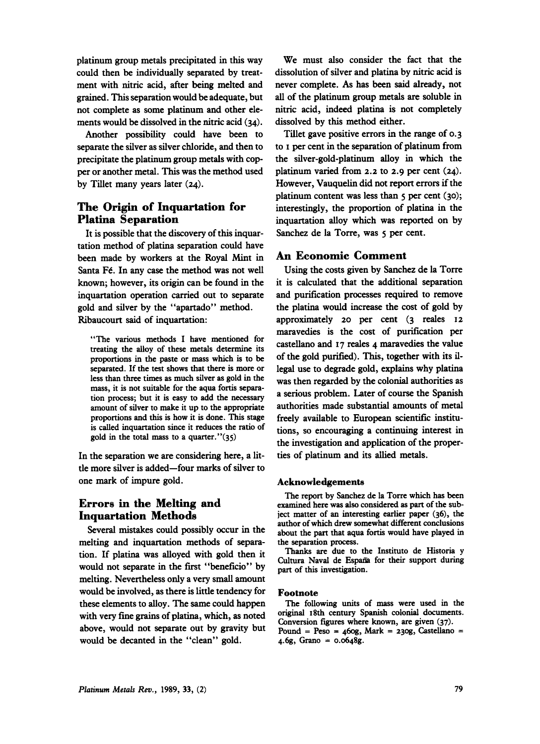platinum group metals precipitated in this way could then be individually separated by treatment with nitric acid, after being melted and grained. This separation would be adequate, but not complete as some platinum and other elements would be dissolved in the nitric acid (34).

Another possibility could have been to separate the silver as silver chloride, and then to precipitate the platinum group metals with copper or another metal. This was the method used by Tillet many years later (24).

## The Origin of Inquartation for Platina Separation

It is possible that the discovery of this inquartation method of platina separation could have been made by workers at the Royal Mint in Santa Fé. In any case the method was not well known; however, its origin can be found in the inquartation operation carried out to separate gold and silver by the "apartado" method. Ribaucourt said of inquartation:

> "The various methods I have mentioned for treating the alloy of these metals determine its proportions in the paste or mass which is to be separated. If the test shows that there is more or less than three times as much silver as gold in the mass, it is not suitable for the aqua fortis separation process; but it is easy to add the necessary amount of silver to make it up to the appropriate proportions and this is how it is done. This stage is called inquartation since it reduces the ratio of gold in the total mass to a quarter."(35)

In the separation we are considering here, a little more silver is added—four marks of silver to one mark of impure gold.

## Errors in the Melting and Inquartation Methods

Several mistakes could possibly occur in the melting and inquartation methods of separation. If platina was alloyed with gold then it would not separate in the first "beneficio" by melting. Nevertheless only a very small amount would be involved, as there is little tendency for these elements to alloy. The same could happen with very fine grains of platina, which, as noted above, would not separate out by gravity but would be decanted in the "clean" gold.

We must also consider the fact that the dissolution of silver and platina by nitric acid is never complete. As has been said already, not all of the platinum group metals are soluble in nitric acid, indeed platina is not completely dissolved by this method either.

Tillet gave positive errors in the range of 0.3 to 1 per cent in the separation of platinum from the silver-gold-platinum alloy in which the platinum varied from 2.2 to 2.9 per cent (24). However, Vauquelin did not report errors if the platinum content was less than 5 per cent (30); interestingly, the proportion of platina in the inquartation alloy which was reported on by Sanchez de la Torre, was 5 per cent.

## An Economic Comment

Using the costs given by Sanchez de la Torre it is calculated that the additional separation and purification processes required to remove the platina would increase the cost of gold by approximately 20 per cent (3 reales 12 maravedies is the cost of purification per castellano and 17 reales 4 maravedies the value of the gold purified). This, together with its illegal use to degrade gold, explains why platina was then regarded by the colonial authorities as a serious problem. Later of course the Spanish authorities made substantial amounts of metal freely available to European scientific institutions, so encouraging a continuing interest in the investigation and application of the properties of platinum and its allied metals.

### Acknowledgements

The report by Sanchez de la Torre which has been examined here was also considered as part of the subject matter of an interesting earlier paper (36), the author of which drew somewhat different conclusions about the part that aqua fortis would have played in the separation process.

Thanks are due to the Instituto de Historia y Cultura Naval de España for their support during part of this investigation.

### Footnote

The following units of mass were used in the original 18th century Spanish colonial documents. Conversion figures where known, are given (37).
Pound = Peso = 460g, Mark = 230g, Castellano = 4.6g, Grano = 0.0648g.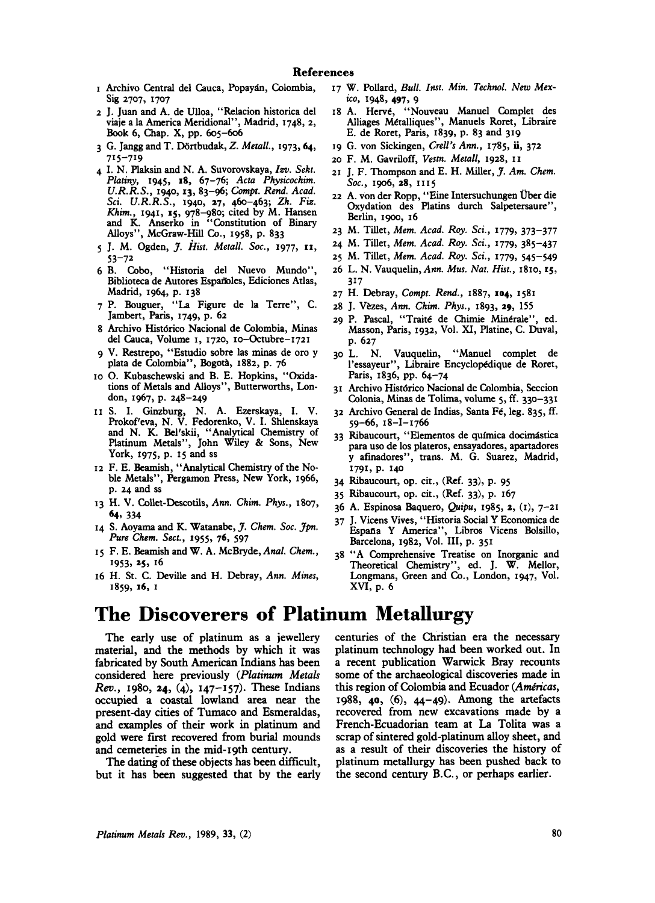## References

1. Archivo Central del Cauca, Popayán, Colombia, Sig 2707, 1707
2. J. Juan and A. de Ulloa, "Relacion historica del viaje a la America Meridional", Madrid, 1748, 2, Book 6, Chap. X, pp. 605–606
3. G. Jangg and T. Dörtbudak, *Z. Metall.*, 1973, **64**, 715–719
4. I. N. Plaksin and N. A. Suvorovskaya, *Izv. Sekt. Platiny*, 1945, **18**, 67–76; *Acta Physicochim. U.R.R.S.*, 1940, **13**, 83–96; *Compt. Rend. Acad. Sci. U.R.R.S.*, 1940, **27**, 460–463; *Zh. Fiz. Khim.*, 1941, **15**, 978–980; cited by M. Hansen and K. Anserko in "Constitution of Binary Alloys", McGraw-Hill Co., 1958, p. 833
5. J. M. Ogden, *J. Hist. Metall. Soc.*, 1977, **11**, 53–72
6. B. Cobo, "Historia del Nuevo Mundo", Biblioteca de Autores Españoles, Ediciones Atlas, Madrid, 1964, p. 138
7. P. Bouguer, "La Figure de la Terre", C. Jambert, Paris, 1749, p. 62
8. Archivo Histórico Nacional de Colombia, Minas del Cauca, Volume 1, 1720, 10–Octubre–1721
9. V. Restrepo, "Estudio sobre las minas de oro y plata de Colombia", Bogotà, 1882, p. 76
10. O. Kubaschewski and B. E. Hopkins, "Oxidations of Metals and Alloys", Butterworths, London, 1967, p. 248–249
11. S. I. Ginzburg, N. A. Ezerskaya, I. V. Prokof'eva, N. V. Fedorenko, V. I. Shlenskaya and N. K. Bel'skii, "Analytical Chemistry of Platinum Metals", John Wiley & Sons, New York, 1975, p. 15 and ss
12. F. E. Beamish, "Analytical Chemistry of the Noble Metals", Pergamon Press, New York, 1966, p. 24 and ss
13. H. V. Collet-Descotils, *Ann. Chim. Phys.*, 1807, **64**, 334
14. S. Aoyama and K. Watanabe, *J. Chem. Soc. Jpn. Pure Chem. Sect.*, 1955, **76**, 597
15. F. E. Beamish and W. A. McBryde, *Anal. Chem.*, 1953, **25**, 16
16. H. St. C. Deville and H. Debray, *Ann. Mines*, 1859, **16**, 1
17. W. Pollard, *Bull. Inst. Min. Technol. New Mexico*, 1948, **497**, 9
18. A. Hervé, "Nouveau Manuel Complet des Alliages Métalliques", Manuels Roret, Libraire E. de Roret, Paris, 1839, p. 83 and 319
19. G. von Sickingen, *Crell's Ann.*, 1785, **ii**, 372
20. F. M. Gavriloff, *Vestn. Metall*, 1928, 11
21. J. F. Thompson and E. H. Miller, *J. Am. Chem. Soc.*, 1906, **28**, 1115
22. A. von der Ropp, "Eine Intersuchungen Über die Oxydation des Platins durch Salpetersaure", Berlin, 1900, 16
23. M. Tillet, *Mem. Acad. Roy. Sci.*, 1779, 373–377
24. M. Tillet, *Mem. Acad. Roy. Sci.*, 1779, 385–437
25. M. Tillet, *Mem. Acad. Roy. Sci.*, 1779, 545–549
26. L. N. Vauquelin, *Ann. Mus. Nat. Hist.*, 1810, **15**, 317
27. H. Debray, *Compt. Rend.*, 1887, **104**, 1581
28. J. Vèzes, *Ann. Chim. Phys.*, 1893, **29**, 155
29. P. Pascal, "Traité de Chimie Minérale", ed. Masson, Paris, 1932, Vol. XI, Platine, C. Duval, p. 627
30. L. N. Vauquelin, "Manuel complet de l'essayeur", Libraire Encyclopédique de Roret, Paris, 1836, pp. 64–74
31. Archivo Histórico Nacional de Colombia, Seccion Colonia, Minas de Tolima, volume 5, ff. 330–331
32. Archivo General de Indias, Santa Fé, leg. 835, ff. 59–66, 18–I–1766
33. Ribaucourt, "Elementos de química docimástica para uso de los plateros, ensayadores, apartadores y afinadores", trans. M. G. Suarez, Madrid, 1791, p. 140
34. Ribaucourt, op. cit., (Ref. 33), p. 95
35. Ribaucourt, op. cit., (Ref. 33), p. 167
36. A. Espinosa Baquero, *Quipu*, 1985, **2**, (1), 7–21
37. J. Vicens Vives, "Historia Social Y Economica de España Y America", Libros Vicens Bolsillo, Barcelona, 1982, Vol. III, p. 351
38. "A Comprehensive Treatise on Inorganic and Theoretical Chemistry", ed. J. W. Mellor, Longmans, Green and Co., London, 1947, Vol. XVI, p. 6

# The Discoverers of Platinum Metallurgy

The early use of platinum as a jewellery material, and the methods by which it was fabricated by South American Indians has been considered here previously (*Platinum Metals Rev.*, 1980, **24**, (4), 147–157). These Indians occupied a coastal lowland area near the present-day cities of Tumaco and Esmeraldas, and examples of their work in platinum and gold were first recovered from burial mounds and cemeteries in the mid-19th century.

The dating of these objects has been difficult, but it has been suggested that by the early centuries of the Christian era the necessary platinum technology had been worked out. In a recent publication Warwick Bray recounts some of the archaeological discoveries made in this region of Colombia and Ecuador (*Américas*, 1988, **40**, (6), 44–49). Among the artefacts recovered from new excavations made by a French-Ecuadorian team at La Tolita was a scrap of sintered gold-platinum alloy sheet, and as a result of their discoveries the history of platinum metallurgy has been pushed back to the second century B.C., or perhaps earlier.